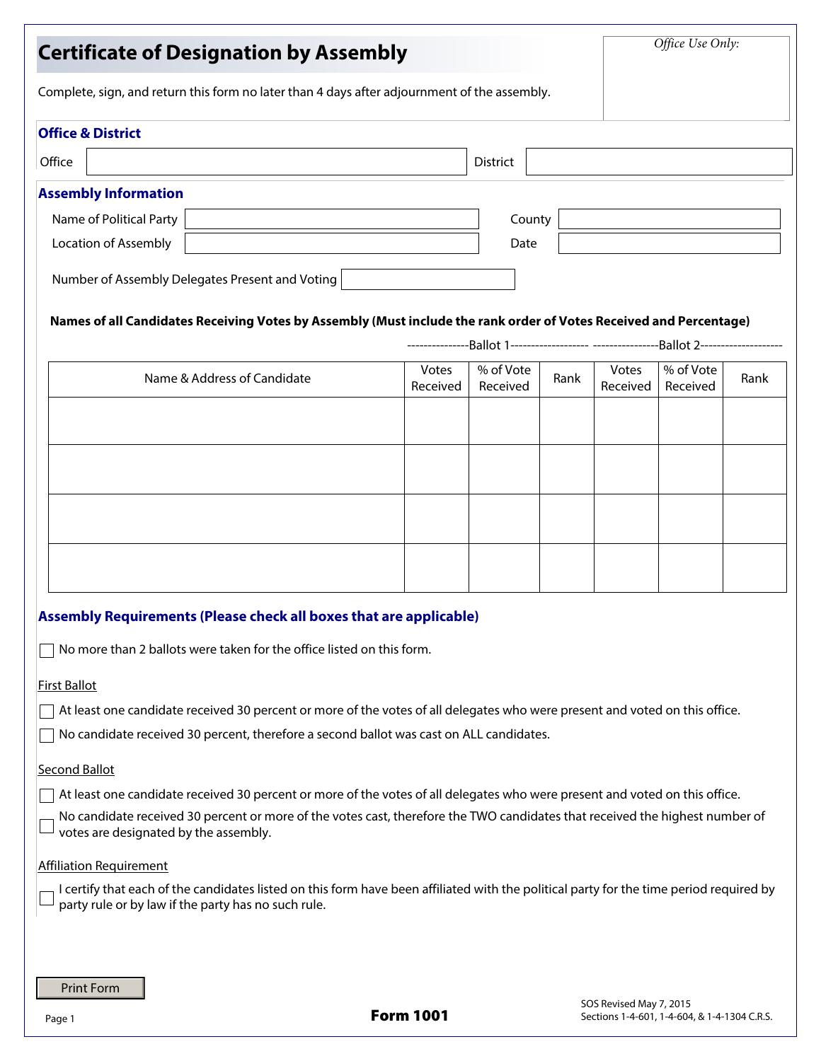# Certificate of Designation by Assembly

*Office Use Only:*

Complete, sign, and return this form no later than 4 days after adjournment of the assembly.

## Office & District

Office ____________________ District ____________________

## Assembly Information

Name of Political Party ____________________ County ____________________

Location of Assembly ____________________ Date ____________________

Number of Assembly Delegates Present and Voting ____________________

**Names of all Candidates Receiving Votes by Assembly (Must include the rank order of Votes Received and Percentage)**

| | Ballot 1 | | | Ballot 2 | | |
|---|---|---|---|---|---|---|
| Name & Address of Candidate | Votes Received | % of Vote Received | Rank | Votes Received | % of Vote Received | Rank |
| | | | | | | |
| | | | | | | |
| | | | | | | |
| | | | | | | |

## Assembly Requirements (Please check all boxes that are applicable)

☐ No more than 2 ballots were taken for the office listed on this form.

First Ballot

☐ At least one candidate received 30 percent or more of the votes of all delegates who were present and voted on this office.

☐ No candidate received 30 percent, therefore a second ballot was cast on ALL candidates.

Second Ballot

☐ At least one candidate received 30 percent or more of the votes of all delegates who were present and voted on this office.

☐ No candidate received 30 percent or more of the votes cast, therefore the TWO candidates that received the highest number of votes are designated by the assembly.

Affiliation Requirement

☐ I certify that each of the candidates listed on this form have been affiliated with the political party for the time period required by party rule or by law if the party has no such rule.

Print Form

**Form 1001**

SOS Revised May 7, 2015
Sections 1-4-601, 1-4-604, & 1-4-1304 C.R.S.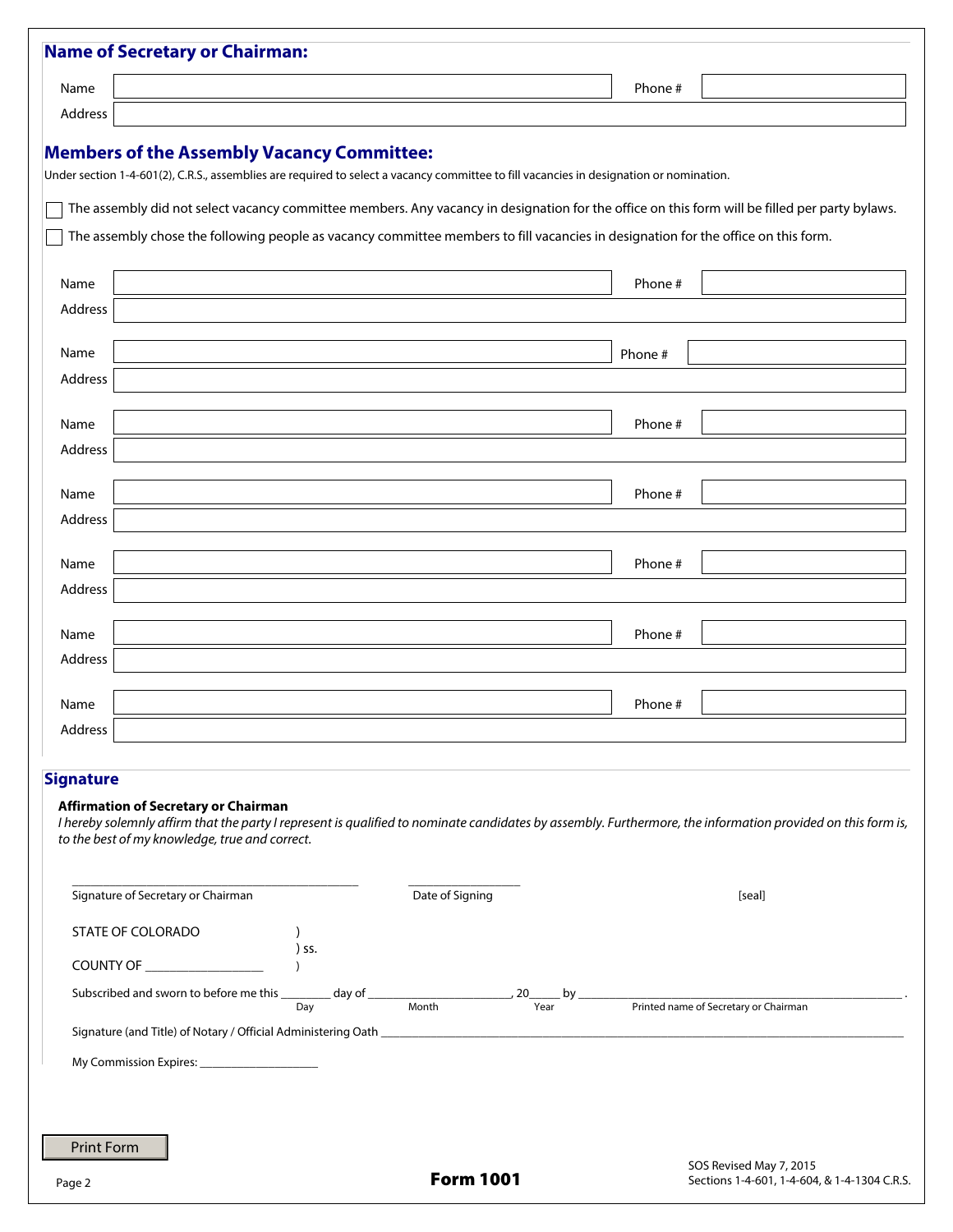## Name of Secretary or Chairman:

Name ______________________________ Phone # ______________

Address ______________________________

## Members of the Assembly Vacancy Committee:

Under section 1-4-601(2), C.R.S., assemblies are required to select a vacancy committee to fill vacancies in designation or nomination.

☐ The assembly did not select vacancy committee members. Any vacancy in designation for the office on this form will be filled per party bylaws.

☐ The assembly chose the following people as vacancy committee members to fill vacancies in designation for the office on this form.

Name ______________________________ Phone # ______________

Address ______________________________

Name ______________________________ Phone # ______________

Address ______________________________

Name ______________________________ Phone # ______________

Address ______________________________

Name ______________________________ Phone # ______________

Address ______________________________

Name ______________________________ Phone # ______________

Address ______________________________

Name ______________________________ Phone # ______________

Address ______________________________

Name ______________________________ Phone # ______________

Address ______________________________

## Signature

**Affirmation of Secretary or Chairman**

*I hereby solemnly affirm that the party I represent is qualified to nominate candidates by assembly. Furthermore, the information provided on this form is, to the best of my knowledge, true and correct.*

______________________________ ______________

Signature of Secretary or Chairman Date of Signing [seal]

STATE OF COLORADO )
) ss.
COUNTY OF __________________ )

Subscribed and sworn to before me this ________ day of ______________________, 20_____ by ______________________________________________ .
Day Month Year Printed name of Secretary or Chairman

Signature (and Title) of Notary / Official Administering Oath ______________________________________________

My Commission Expires: ___________________

Print Form

**Form 1001**

SOS Revised May 7, 2015
Sections 1-4-601, 1-4-604, & 1-4-1304 C.R.S.